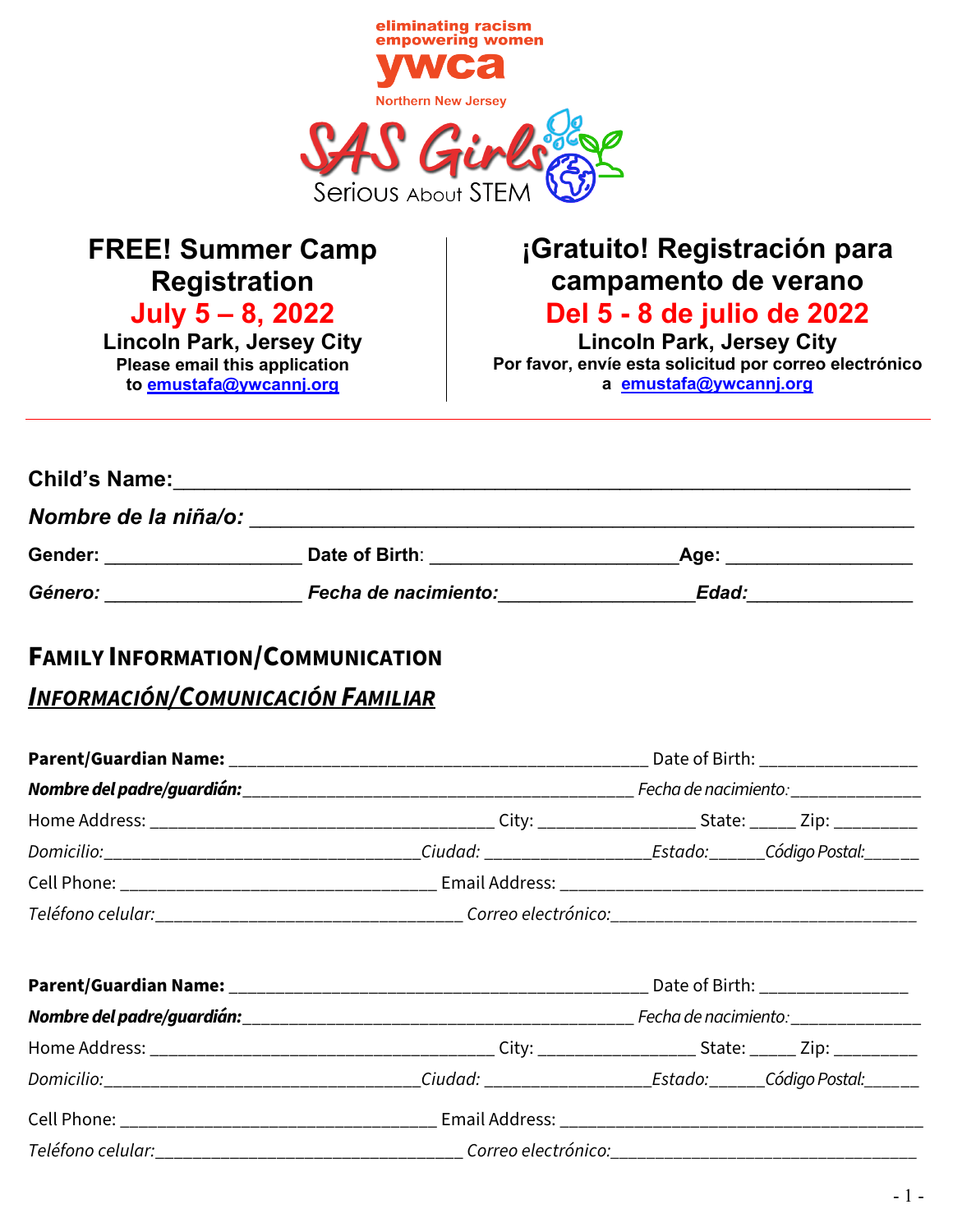eliminating racism
empowering women
ywca
Northern New Jersey

SAS Girls
Serious About STEM

## FREE! Summer Camp Registration

**July 5 – 8, 2022**

**Lincoln Park, Jersey City**

**Please email this application to emustafa@ywcannj.org**

## ¡Gratuito! Registración para campamento de verano

**Del 5 - 8 de julio de 2022**

**Lincoln Park, Jersey City**

**Por favor, envíe esta solicitud por correo electrónico a emustafa@ywcannj.org**

---

**Child's Name:**_______________________________________________________________

***Nombre de la niña/o:*** ____________________________________________________________

**Gender:** __________________ **Date of Birth**: _______________________**Age:** _________________

***Género:*** __________________ ***Fecha de nacimiento:***__________________***Edad:***_______________

## FAMILY INFORMATION/COMMUNICATION

## *INFORMACIÓN/COMUNICACIÓN FAMILIAR*

**Parent/Guardian Name:** ________________________________________ Date of Birth: ________________

***Nombre del padre/guardián:***_____________________________________ *Fecha de nacimiento:*______________

Home Address: ________________________________ City: ________________ State: _____ Zip: _________

*Domicilio:*______________________________*Ciudad:* _________________*Estado:*______*Código Postal:*______

Cell Phone: ______________________________ Email Address: ___________________________________

*Teléfono celular:*_____________________________ *Correo electrónico:*______________________________

**Parent/Guardian Name:** ________________________________________ Date of Birth: ________________

***Nombre del padre/guardián:***_____________________________________ *Fecha de nacimiento:*______________

Home Address: ________________________________ City: ________________ State: _____ Zip: _________

*Domicilio:*______________________________*Ciudad:* _________________*Estado:*______*Código Postal:*______

Cell Phone: ______________________________ Email Address: ___________________________________

*Teléfono celular:*_____________________________ *Correo electrónico:*______________________________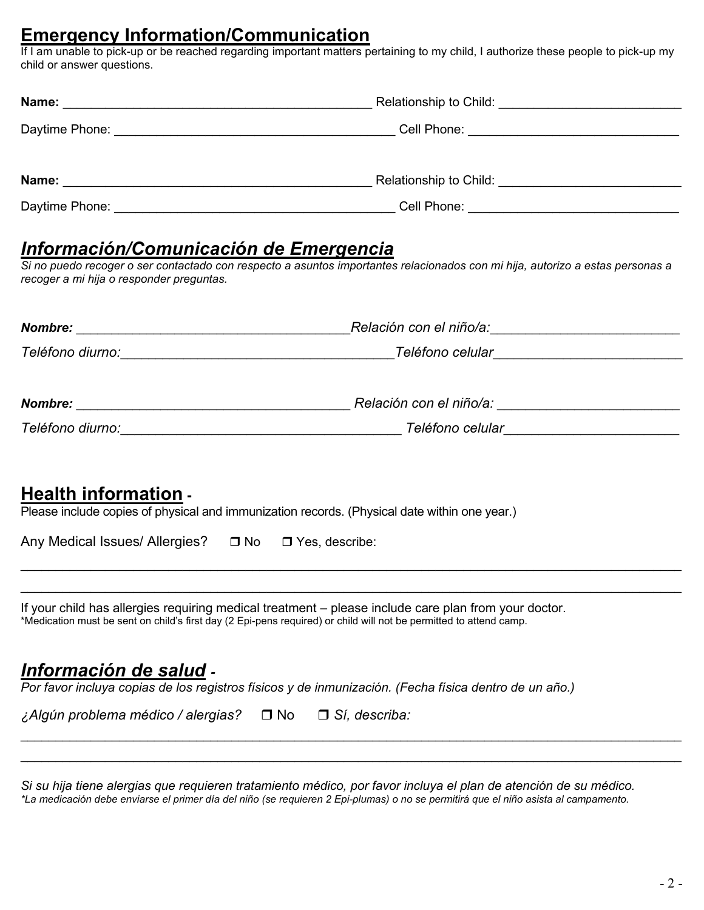## Emergency Information/Communication

If I am unable to pick-up or be reached regarding important matters pertaining to my child, I authorize these people to pick-up my child or answer questions.

**Name:** ____________________________________________ Relationship to Child: _________________________

Daytime Phone: ________________________________________ Cell Phone: ______________________________

**Name:** ____________________________________________ Relationship to Child: _________________________

Daytime Phone: ________________________________________ Cell Phone: ______________________________

## *Información/Comunicación de Emergencia*

*Si no puedo recoger o ser contactado con respecto a asuntos importantes relacionados con mi hija, autorizo a estas personas a recoger a mi hija o responder preguntas.*

***Nombre:*** _______________________________________*Relación con el niño/a:*_________________________

*Teléfono diurno:*_____________________________________*Teléfono celular*_________________________

***Nombre:*** _______________________________________ *Relación con el niño/a:* _________________________

*Teléfono diurno:*______________________________________ *Teléfono celular*________________________

## Health information -

Please include copies of physical and immunization records. (Physical date within one year.)

Any Medical Issues/ Allergies? ❒ No ❒ Yes, describe:

_____________________________________________________________________________________________

_____________________________________________________________________________________________

If your child has allergies requiring medical treatment – please include care plan from your doctor.
*Medication must be sent on child's first day (2 Epi-pens required) or child will not be permitted to attend camp.

## *Información de salud -*

*Por favor incluya copias de los registros físicos y de inmunización. (Fecha física dentro de un año.)*

*¿Algún problema médico / alergias?* ❒ No ❒ *Sí, describa:*

_____________________________________________________________________________________________

_____________________________________________________________________________________________

*Si su hija tiene alergias que requieren tratamiento médico, por favor incluya el plan de atención de su médico.*
**La medicación debe enviarse el primer día del niño (se requieren 2 Epi-plumas) o no se permitirá que el niño asista al campamento.*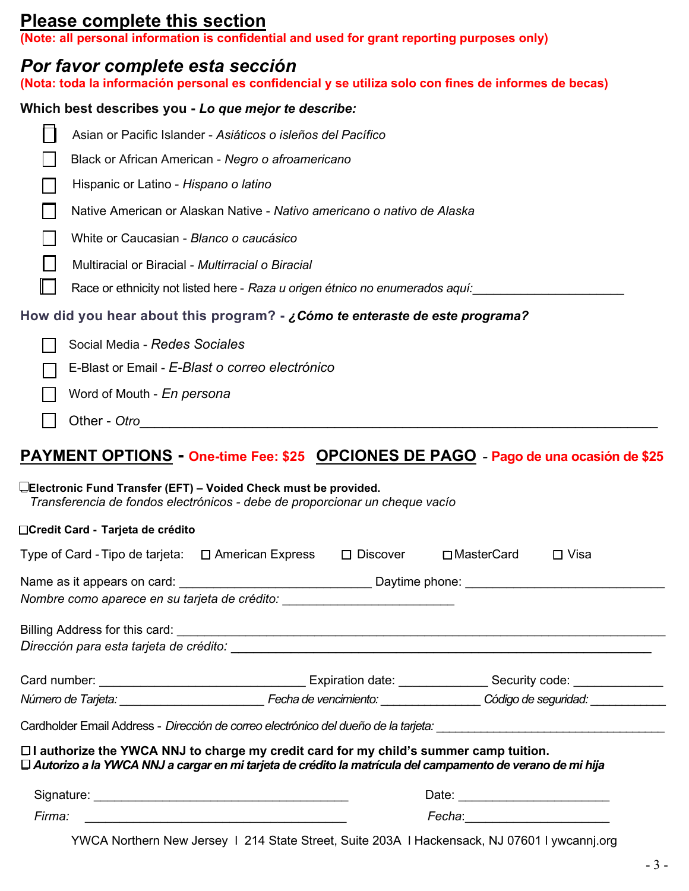## Please complete this section

**(Note: all personal information is confidential and used for grant reporting purposes only)**

## *Por favor complete esta sección*

**(Nota: toda la información personal es confidencial y se utiliza solo con fines de informes de becas)**

**Which best describes you - *Lo que mejor te describe:***

- ☐ Asian or Pacific Islander - *Asiáticos o isleños del Pacífico*
- ☐ Black or African American - *Negro o afroamericano*
- ☐ Hispanic or Latino - *Hispano o latino*
- ☐ Native American or Alaskan Native - *Nativo americano o nativo de Alaska*
- ☐ White or Caucasian - *Blanco o caucásico*
- ☐ Multiracial or Biracial - *Multirracial o Biracial*
- ☐ Race or ethnicity not listed here - *Raza u origen étnico no enumerados aquí:*_____________________

**How did you hear about this program? - *¿Cómo te enteraste de este programa?***

- ☐ Social Media - *Redes Sociales*
- ☐ E-Blast or Email - *E-Blast o correo electrónico*
- ☐ Word of Mouth - *En persona*
- ☐ Other - *Otro*_______________________________________________________________

## PAYMENT OPTIONS - One-time Fee: $25 OPCIONES DE PAGO - Pago de una ocasión de $25

☐**Electronic Fund Transfer (EFT) – Voided Check must be provided.**
*Transferencia de fondos electrónicos - debe de proporcionar un cheque vacío*

☐**Credit Card - Tarjeta de crédito**

Type of Card - Tipo de tarjeta: ☐ American Express ☐ Discover ☐ MasterCard ☐ Visa

Name as it appears on card: ___________________________ Daytime phone: ____________________________
*Nombre como aparece en su tarjeta de crédito:* ________________________

Billing Address for this card: _____________________________________________________________________
*Dirección para esta tarjeta de crédito:* _________________________________________________________

Card number: _____________________________ Expiration date: _____________ Security code: _____________
*Número de Tarjeta:* _____________________ *Fecha de vencimiento:* _______________ *Código de seguridad:* ___________

Cardholder Email Address - *Dirección de correo electrónico del dueño de la tarjeta:* ________________________________

☐**I authorize the YWCA NNJ to charge my credit card for my child's summer camp tuition.**
☐***Autorizo a la YWCA NNJ a cargar en mi tarjeta de crédito la matrícula del campamento de verano de mi hija***

Signature: ____________________________________ Date: ______________________
*Firma:* ____________________________________ *Fecha*:_____________________

YWCA Northern New Jersey I 214 State Street, Suite 203A I Hackensack, NJ 07601 I ywcannj.org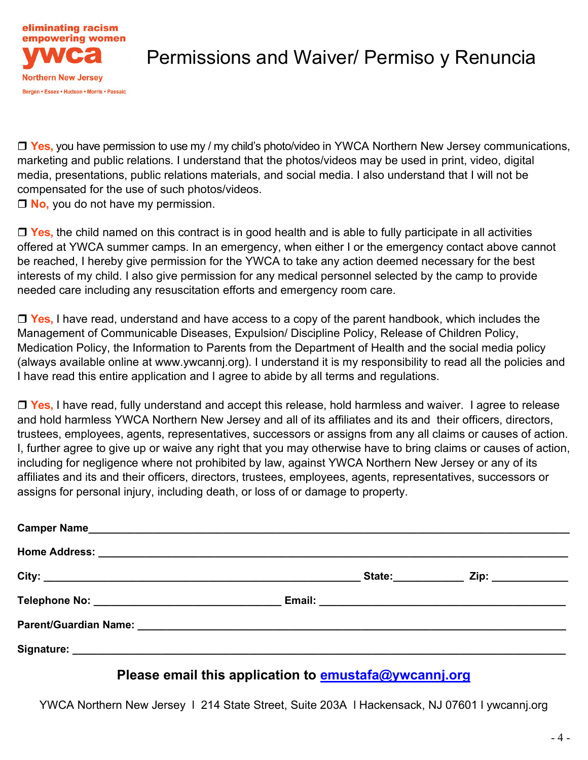eliminating racism
empowering women
**ywca**
Northern New Jersey
Bergen • Essex • Hudson • Morris • Passaic

# Permissions and Waiver/ Permiso y Renuncia

❒ **Yes,** you have permission to use my / my child's photo/video in YWCA Northern New Jersey communications, marketing and public relations. I understand that the photos/videos may be used in print, video, digital media, presentations, public relations materials, and social media. I also understand that I will not be compensated for the use of such photos/videos.
❒ **No,** you do not have my permission.

❒ **Yes,** the child named on this contract is in good health and is able to fully participate in all activities offered at YWCA summer camps. In an emergency, when either I or the emergency contact above cannot be reached, I hereby give permission for the YWCA to take any action deemed necessary for the best interests of my child. I also give permission for any medical personnel selected by the camp to provide needed care including any resuscitation efforts and emergency room care.

❒ **Yes,** I have read, understand and have access to a copy of the parent handbook, which includes the Management of Communicable Diseases, Expulsion/ Discipline Policy, Release of Children Policy, Medication Policy, the Information to Parents from the Department of Health and the social media policy (always available online at www.ywcannj.org). I understand it is my responsibility to read all the policies and I have read this entire application and I agree to abide by all terms and regulations.

❒ **Yes,** I have read, fully understand and accept this release, hold harmless and waiver. I agree to release and hold harmless YWCA Northern New Jersey and all of its affiliates and its and their officers, directors, trustees, employees, agents, representatives, successors or assigns from any all claims or causes of action. I, further agree to give up or waive any right that you may otherwise have to bring claims or causes of action, including for negligence where not prohibited by law, against YWCA Northern New Jersey or any of its affiliates and its and their officers, directors, trustees, employees, agents, representatives, successors or assigns for personal injury, including death, or loss of or damage to property.

**Camper Name**______________________________________________

**Home Address:** ______________________________________________

**City:** ______________________________ **State:**__________ **Zip:** ___________

**Telephone No:** ____________________ **Email:** ___________________________

**Parent/Guardian Name:** ______________________________________________

**Signature:** ______________________________________________

**Please email this application to emustafa@ywcannj.org**

YWCA Northern New Jersey I 214 State Street, Suite 203A I Hackensack, NJ 07601 I ywcannj.org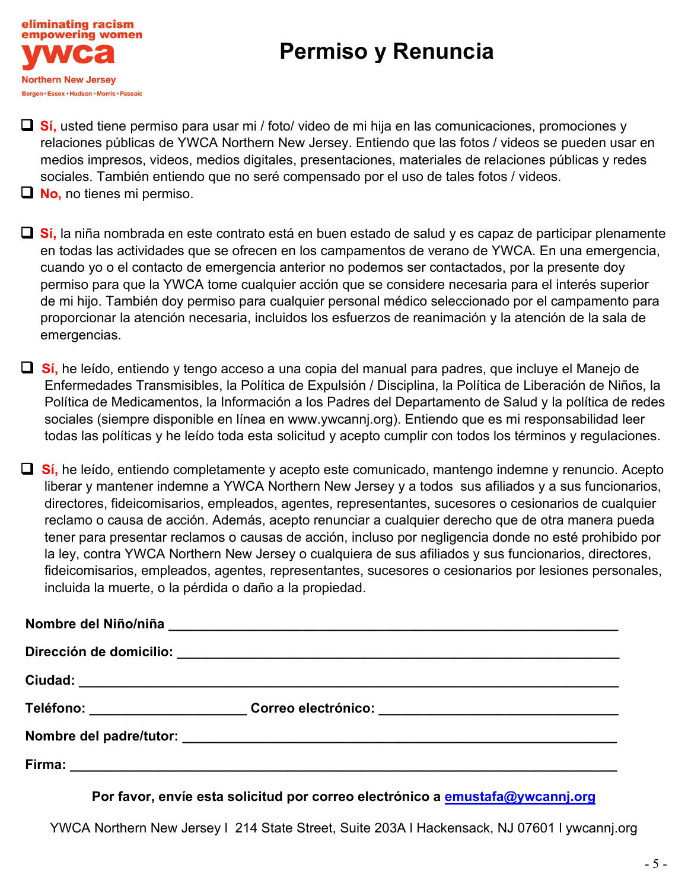eliminating racism
empowering women
ywca
Northern New Jersey
Bergen • Essex • Hudson • Morris • Passaic

# Permiso y Renuncia

- ☐ **Sí,** usted tiene permiso para usar mi / foto/ video de mi hija en las comunicaciones, promociones y relaciones públicas de YWCA Northern New Jersey. Entiendo que las fotos / videos se pueden usar en medios impresos, videos, medios digitales, presentaciones, materiales de relaciones públicas y redes sociales. También entiendo que no seré compensado por el uso de tales fotos / videos.
- ☐ **No,** no tienes mi permiso.

- ☐ **Sí,** la niña nombrada en este contrato está en buen estado de salud y es capaz de participar plenamente en todas las actividades que se ofrecen en los campamentos de verano de YWCA. En una emergencia, cuando yo o el contacto de emergencia anterior no podemos ser contactados, por la presente doy permiso para que la YWCA tome cualquier acción que se considere necesaria para el interés superior de mi hijo. También doy permiso para cualquier personal médico seleccionado por el campamento para proporcionar la atención necesaria, incluidos los esfuerzos de reanimación y la atención de la sala de emergencias.

- ☐ **Sí,** he leído, entiendo y tengo acceso a una copia del manual para padres, que incluye el Manejo de Enfermedades Transmisibles, la Política de Expulsión / Disciplina, la Política de Liberación de Niños, la Política de Medicamentos, la Información a los Padres del Departamento de Salud y la política de redes sociales (siempre disponible en línea en www.ywcannj.org). Entiendo que es mi responsabilidad leer todas las políticas y he leído toda esta solicitud y acepto cumplir con todos los términos y regulaciones.

- ☐ **Sí,** he leído, entiendo completamente y acepto este comunicado, mantengo indemne y renuncio. Acepto liberar y mantener indemne a YWCA Northern New Jersey y a todos sus afiliados y a sus funcionarios, directores, fideicomisarios, empleados, agentes, representantes, sucesores o cesionarios de cualquier reclamo o causa de acción. Además, acepto renunciar a cualquier derecho que de otra manera pueda tener para presentar reclamos o causas de acción, incluso por negligencia donde no esté prohibido por la ley, contra YWCA Northern New Jersey o cualquiera de sus afiliados y sus funcionarios, directores, fideicomisarios, empleados, agentes, representantes, sucesores o cesionarios por lesiones personales, incluida la muerte, o la pérdida o daño a la propiedad.

**Nombre del Niño/niña** ______________________________

**Dirección de domicilio:** ______________________________

**Ciudad:** ______________________________

**Teléfono:** ____________________ **Correo electrónico:** ____________________

**Nombre del padre/tutor:** ______________________________

**Firma:** ______________________________

**Por favor, envíe esta solicitud por correo electrónico a [emustafa@ywcannj.org](mailto:emustafa@ywcannj.org)**

YWCA Northern New Jersey l 214 State Street, Suite 203A l Hackensack, NJ 07601 l ywcannj.org